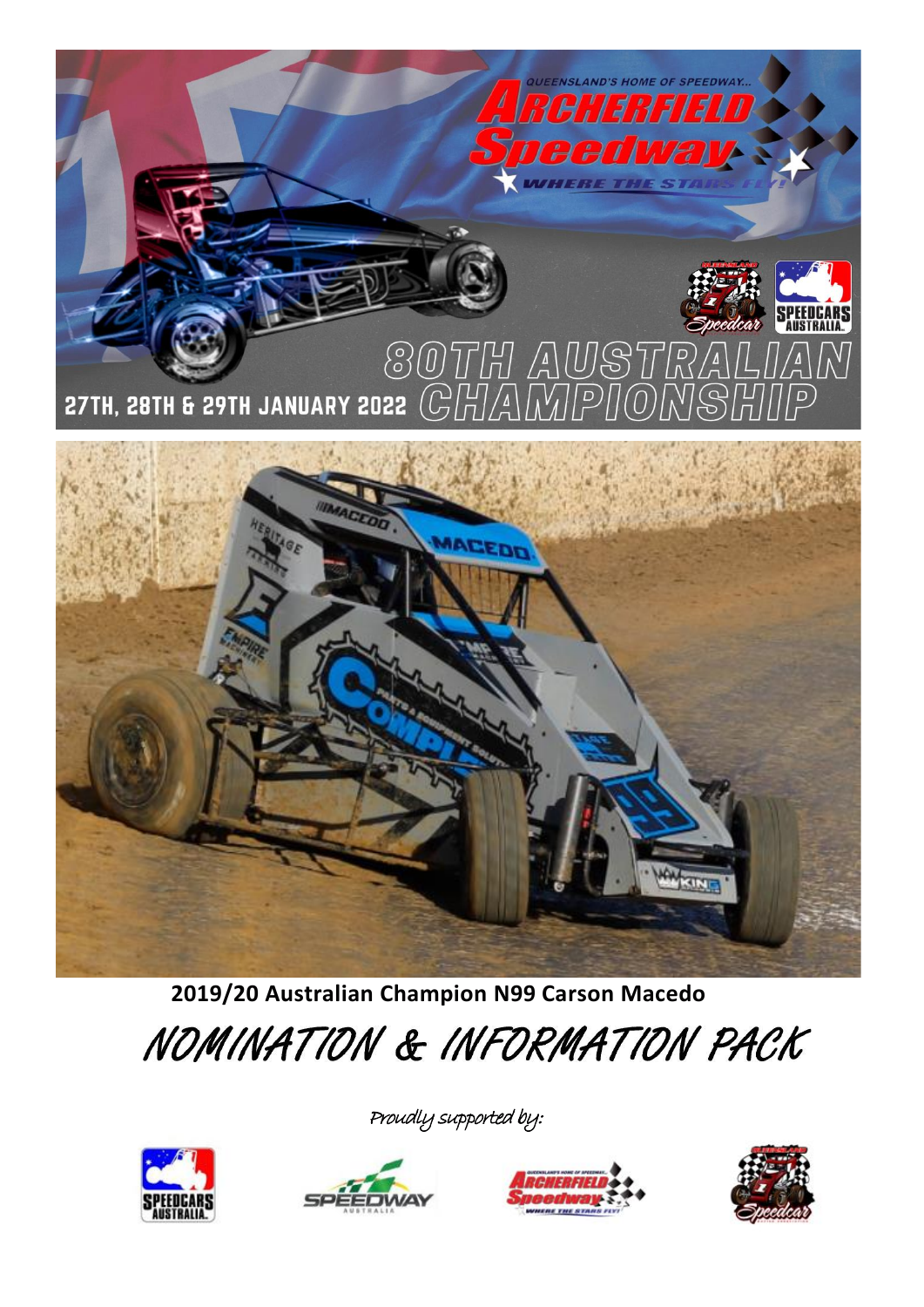QUEENSLAND'S HOME OF SPEEDWAY...

# Archerfield Speedway

WHERE THE STARS FLY!

# 80TH AUSTRALIAN CHAMPIONSHIP

27TH, 28TH & 29TH JANUARY 2022

**2019/20 Australian Champion N99 Carson Macedo**

# NOMINATION & INFORMATION PACK

*Proudly supported by:*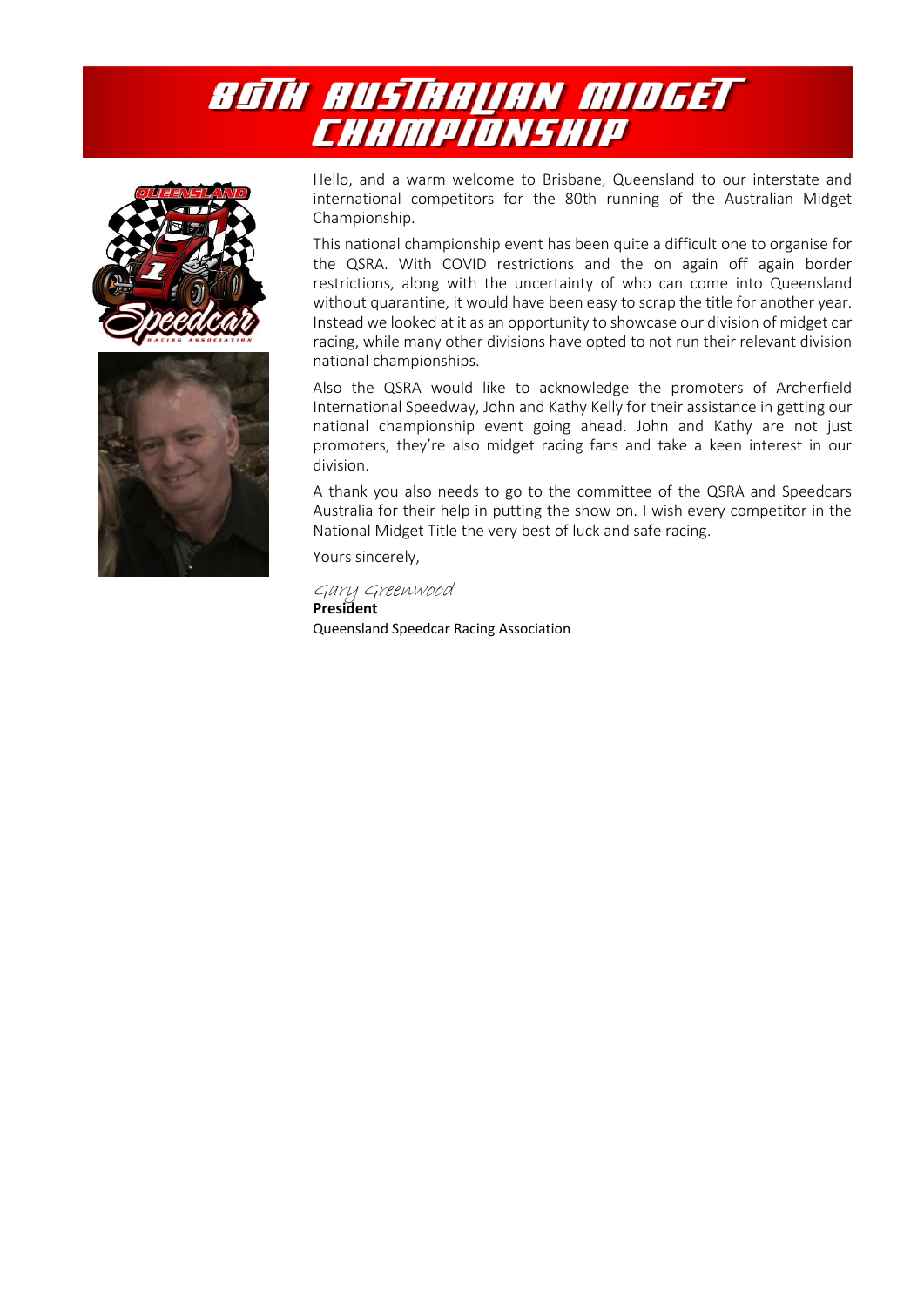# 80TH AUSTRALIAN MIDGET CHAMPIONSHIP

Hello, and a warm welcome to Brisbane, Queensland to our interstate and international competitors for the 80th running of the Australian Midget Championship.

This national championship event has been quite a difficult one to organise for the QSRA. With COVID restrictions and the on again off again border restrictions, along with the uncertainty of who can come into Queensland without quarantine, it would have been easy to scrap the title for another year. Instead we looked at it as an opportunity to showcase our division of midget car racing, while many other divisions have opted to not run their relevant division national championships.

Also the QSRA would like to acknowledge the promoters of Archerfield International Speedway, John and Kathy Kelly for their assistance in getting our national championship event going ahead. John and Kathy are not just promoters, they're also midget racing fans and take a keen interest in our division.

A thank you also needs to go to the committee of the QSRA and Speedcars Australia for their help in putting the show on. I wish every competitor in the National Midget Title the very best of luck and safe racing.

Yours sincerely,

*Gary Greenwood*
**President**
Queensland Speedcar Racing Association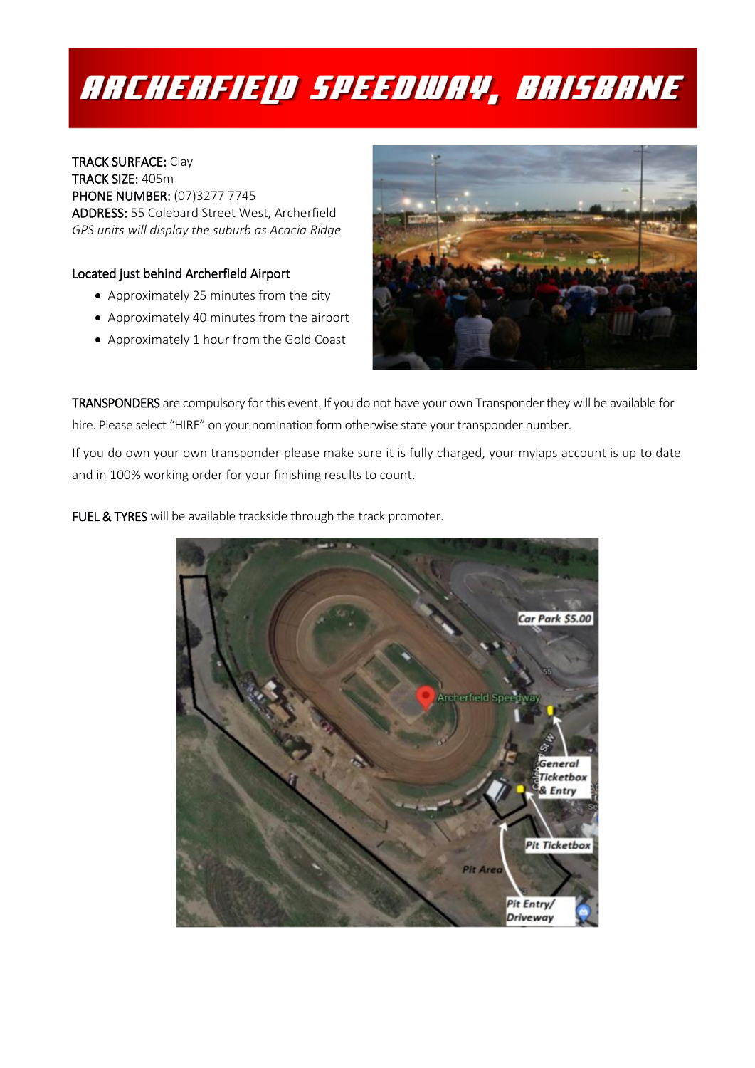# ARCHERFIELD SPEEDWAY, BRISBANE

**TRACK SURFACE:** Clay
**TRACK SIZE:** 405m
**PHONE NUMBER:** (07)3277 7745
**ADDRESS:** 55 Colebard Street West, Archerfield
*GPS units will display the suburb as Acacia Ridge*

Located just behind Archerfield Airport

- Approximately 25 minutes from the city
- Approximately 40 minutes from the airport
- Approximately 1 hour from the Gold Coast

**TRANSPONDERS** are compulsory for this event. If you do not have your own Transponder they will be available for hire. Please select "HIRE" on your nomination form otherwise state your transponder number.

If you do own your own transponder please make sure it is fully charged, your mylaps account is up to date and in 100% working order for your finishing results to count.

**FUEL & TYRES** will be available trackside through the track promoter.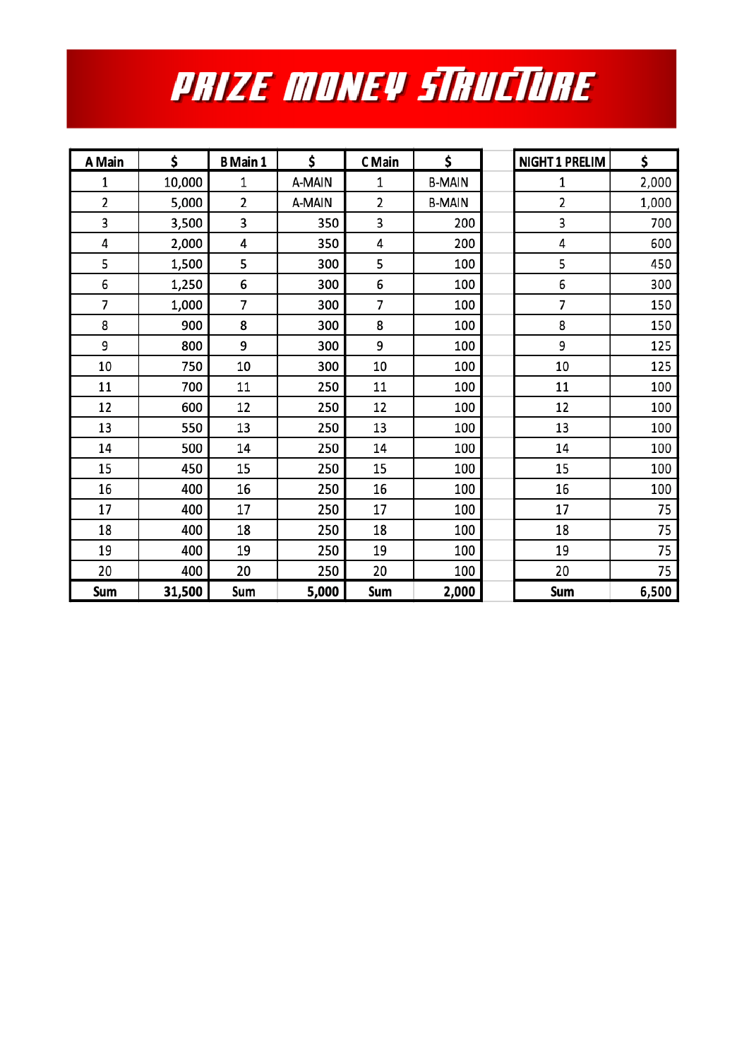# PRIZE MONEY STRUCTURE

| A Main | $ | B Main 1 | $ | C Main | $ |
|---|---|---|---|---|---|
| 1 | 10,000 | 1 | A-MAIN | 1 | B-MAIN |
| 2 | 5,000 | 2 | A-MAIN | 2 | B-MAIN |
| 3 | 3,500 | 3 | 350 | 3 | 200 |
| 4 | 2,000 | 4 | 350 | 4 | 200 |
| 5 | 1,500 | 5 | 300 | 5 | 100 |
| 6 | 1,250 | 6 | 300 | 6 | 100 |
| 7 | 1,000 | 7 | 300 | 7 | 100 |
| 8 | 900 | 8 | 300 | 8 | 100 |
| 9 | 800 | 9 | 300 | 9 | 100 |
| 10 | 750 | 10 | 300 | 10 | 100 |
| 11 | 700 | 11 | 250 | 11 | 100 |
| 12 | 600 | 12 | 250 | 12 | 100 |
| 13 | 550 | 13 | 250 | 13 | 100 |
| 14 | 500 | 14 | 250 | 14 | 100 |
| 15 | 450 | 15 | 250 | 15 | 100 |
| 16 | 400 | 16 | 250 | 16 | 100 |
| 17 | 400 | 17 | 250 | 17 | 100 |
| 18 | 400 | 18 | 250 | 18 | 100 |
| 19 | 400 | 19 | 250 | 19 | 100 |
| 20 | 400 | 20 | 250 | 20 | 100 |
| **Sum** | **31,500** | **Sum** | **5,000** | **Sum** | **2,000** |

| NIGHT 1 PRELIM | $ |
|---|---|
| 1 | 2,000 |
| 2 | 1,000 |
| 3 | 700 |
| 4 | 600 |
| 5 | 450 |
| 6 | 300 |
| 7 | 150 |
| 8 | 150 |
| 9 | 125 |
| 10 | 125 |
| 11 | 100 |
| 12 | 100 |
| 13 | 100 |
| 14 | 100 |
| 15 | 100 |
| 16 | 100 |
| 17 | 75 |
| 18 | 75 |
| 19 | 75 |
| 20 | 75 |
| **Sum** | **6,500** |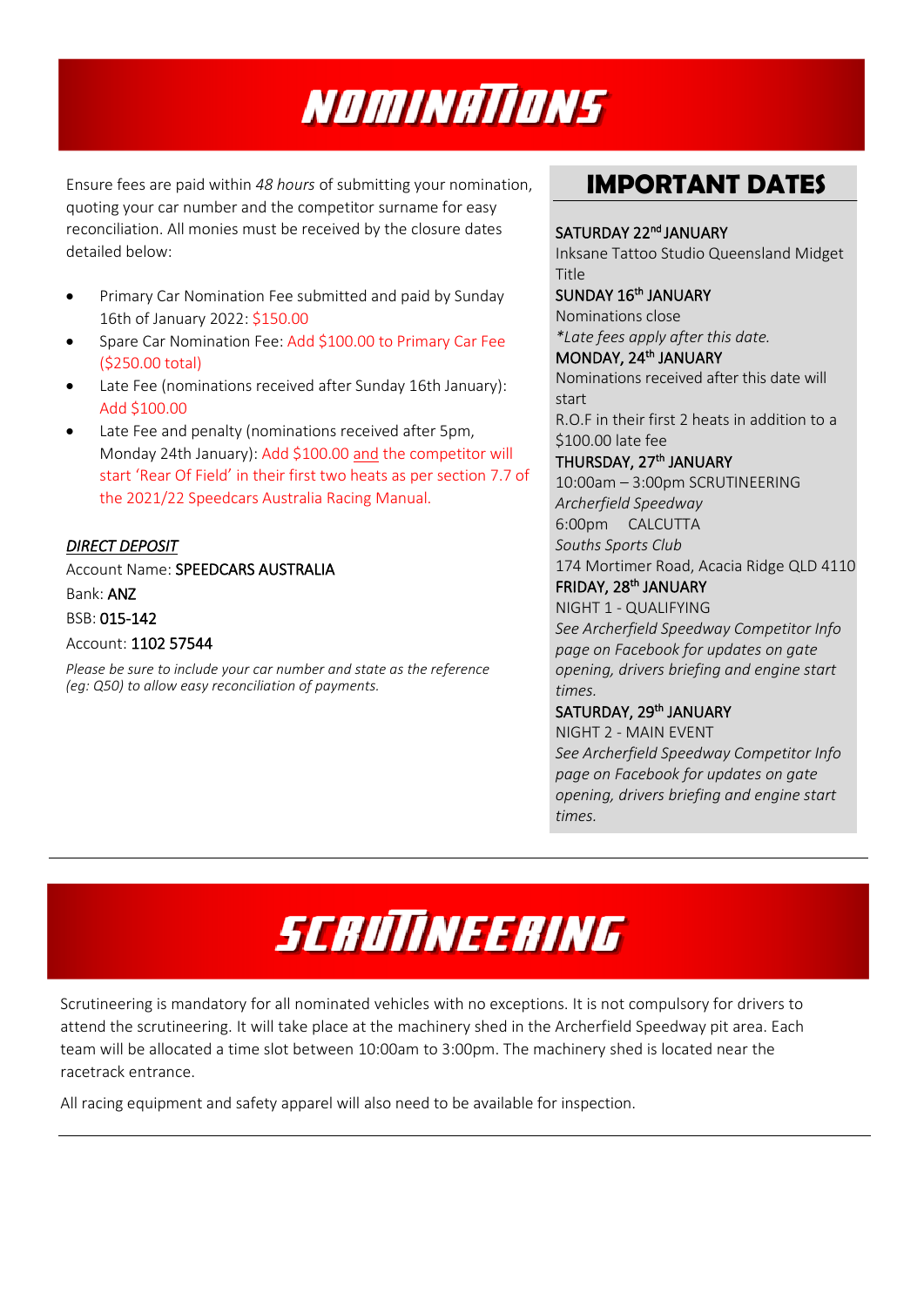# NOMINATIONS

Ensure fees are paid within *48 hours* of submitting your nomination, quoting your car number and the competitor surname for easy reconciliation. All monies must be received by the closure dates detailed below:

- Primary Car Nomination Fee submitted and paid by Sunday 16th of January 2022: $150.00
- Spare Car Nomination Fee: Add $100.00 to Primary Car Fee ($250.00 total)
- Late Fee (nominations received after Sunday 16th January): Add $100.00
- Late Fee and penalty (nominations received after 5pm, Monday 24th January): Add $100.00 and the competitor will start 'Rear Of Field' in their first two heats as per section 7.7 of the 2021/22 Speedcars Australia Racing Manual.

***DIRECT DEPOSIT***

Account Name: SPEEDCARS AUSTRALIA

Bank: ANZ

BSB: 015-142

Account: 1102 57544

*Please be sure to include your car number and state as the reference (eg: Q50) to allow easy reconciliation of payments.*

## IMPORTANT DATES

SATURDAY 22nd JANUARY
Inksane Tattoo Studio Queensland Midget Title

SUNDAY 16th JANUARY
Nominations close
*\*Late fees apply after this date.*

MONDAY, 24th JANUARY
Nominations received after this date will start R.O.F in their first 2 heats in addition to a $100.00 late fee

THURSDAY, 27th JANUARY
10:00am – 3:00pm SCRUTINEERING
*Archerfield Speedway*
6:00pm CALCUTTA
*Souths Sports Club*
174 Mortimer Road, Acacia Ridge QLD 4110

FRIDAY, 28th JANUARY
NIGHT 1 - QUALIFYING
*See Archerfield Speedway Competitor Info page on Facebook for updates on gate opening, drivers briefing and engine start times.*

SATURDAY, 29th JANUARY
NIGHT 2 - MAIN EVENT
*See Archerfield Speedway Competitor Info page on Facebook for updates on gate opening, drivers briefing and engine start times.*

# SCRUTINEERING

Scrutineering is mandatory for all nominated vehicles with no exceptions. It is not compulsory for drivers to attend the scrutineering. It will take place at the machinery shed in the Archerfield Speedway pit area. Each team will be allocated a time slot between 10:00am to 3:00pm. The machinery shed is located near the racetrack entrance.

All racing equipment and safety apparel will also need to be available for inspection.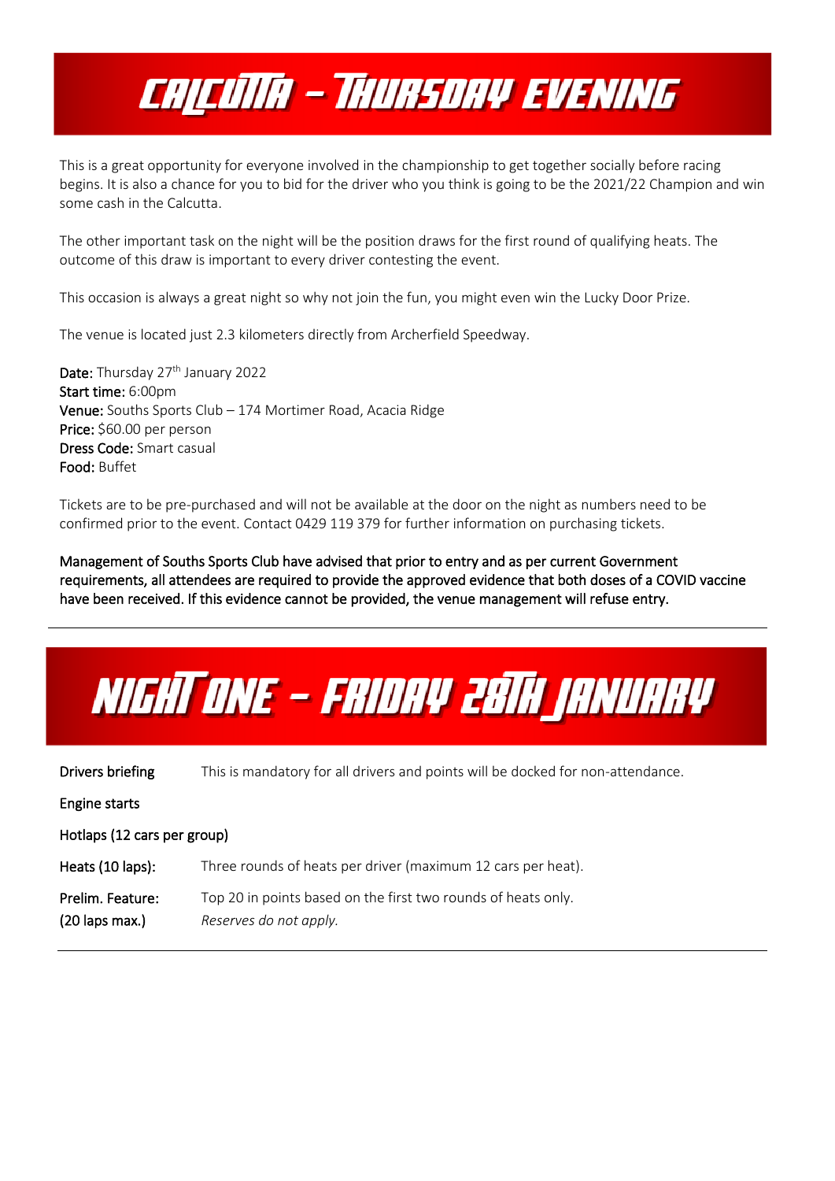# Calcutta – Thursday Evening

This is a great opportunity for everyone involved in the championship to get together socially before racing begins. It is also a chance for you to bid for the driver who you think is going to be the 2021/22 Champion and win some cash in the Calcutta.

The other important task on the night will be the position draws for the first round of qualifying heats. The outcome of this draw is important to every driver contesting the event.

This occasion is always a great night so why not join the fun, you might even win the Lucky Door Prize.

The venue is located just 2.3 kilometers directly from Archerfield Speedway.

**Date:** Thursday 27th January 2022
**Start time:** 6:00pm
**Venue:** Souths Sports Club – 174 Mortimer Road, Acacia Ridge
**Price:** $60.00 per person
**Dress Code:** Smart casual
**Food:** Buffet

Tickets are to be pre-purchased and will not be available at the door on the night as numbers need to be confirmed prior to the event. Contact 0429 119 379 for further information on purchasing tickets.

**Management of Souths Sports Club have advised that prior to entry and as per current Government requirements, all attendees are required to provide the approved evidence that both doses of a COVID vaccine have been received. If this evidence cannot be provided, the venue management will refuse entry.**

---

# Night One – Friday 28th January

**Drivers briefing** This is mandatory for all drivers and points will be docked for non-attendance.

**Engine starts**

**Hotlaps (12 cars per group)**

**Heats (10 laps):** Three rounds of heats per driver (maximum 12 cars per heat).

**Prelim. Feature: (20 laps max.)** Top 20 in points based on the first two rounds of heats only.
*Reserves do not apply.*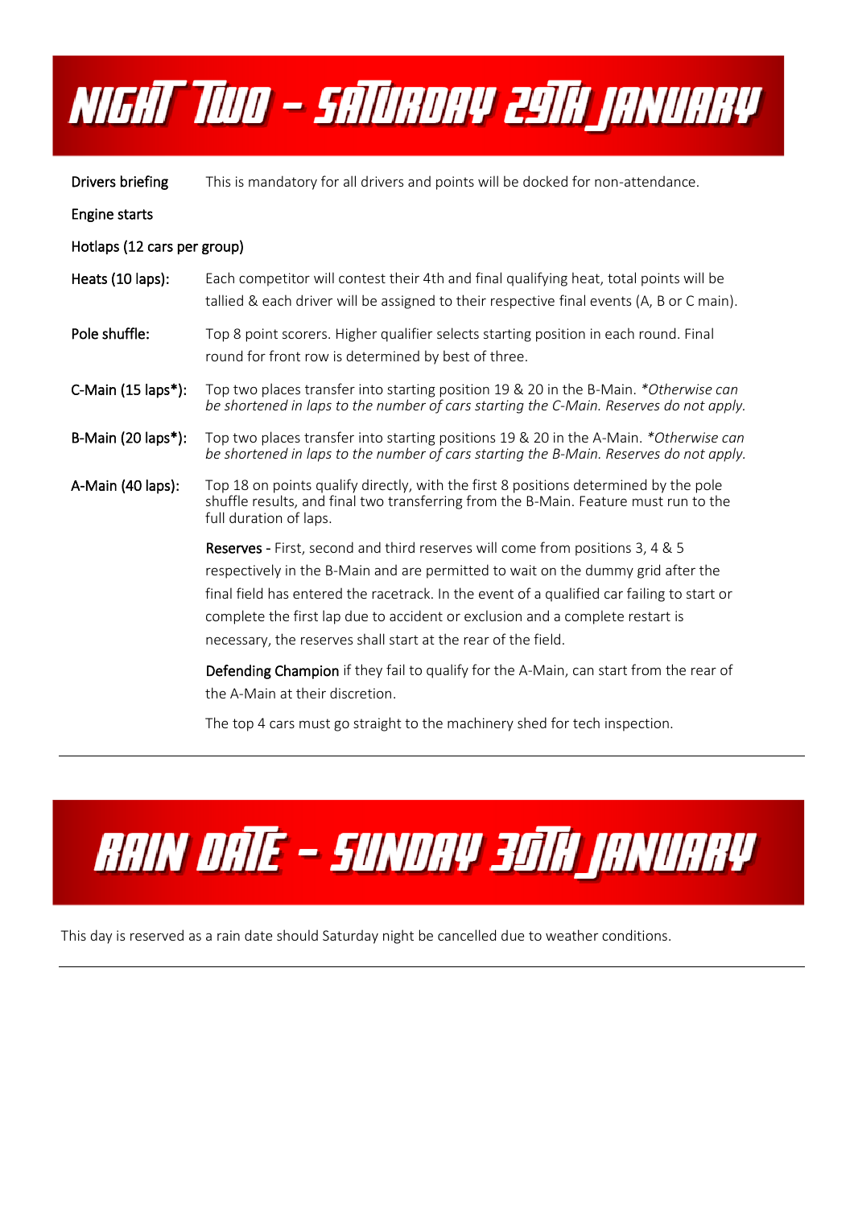# NIGHT TWO – SATURDAY 29TH JANUARY

**Drivers briefing** This is mandatory for all drivers and points will be docked for non-attendance.

**Engine starts**

**Hotlaps (12 cars per group)**

**Heats (10 laps):** Each competitor will contest their 4th and final qualifying heat, total points will be tallied & each driver will be assigned to their respective final events (A, B or C main).

**Pole shuffle:** Top 8 point scorers. Higher qualifier selects starting position in each round. Final round for front row is determined by best of three.

**C-Main (15 laps*):** Top two places transfer into starting position 19 & 20 in the B-Main. *\*Otherwise can be shortened in laps to the number of cars starting the C-Main. Reserves do not apply.*

**B-Main (20 laps*):** Top two places transfer into starting positions 19 & 20 in the A-Main. *\*Otherwise can be shortened in laps to the number of cars starting the B-Main. Reserves do not apply.*

**A-Main (40 laps):** Top 18 on points qualify directly, with the first 8 positions determined by the pole shuffle results, and final two transferring from the B-Main. Feature must run to the full duration of laps.

**Reserves** - First, second and third reserves will come from positions 3, 4 & 5 respectively in the B-Main and are permitted to wait on the dummy grid after the final field has entered the racetrack. In the event of a qualified car failing to start or complete the first lap due to accident or exclusion and a complete restart is necessary, the reserves shall start at the rear of the field.

**Defending Champion** if they fail to qualify for the A-Main, can start from the rear of the A-Main at their discretion.

The top 4 cars must go straight to the machinery shed for tech inspection.

---

# RAIN DATE – SUNDAY 30TH JANUARY

This day is reserved as a rain date should Saturday night be cancelled due to weather conditions.

---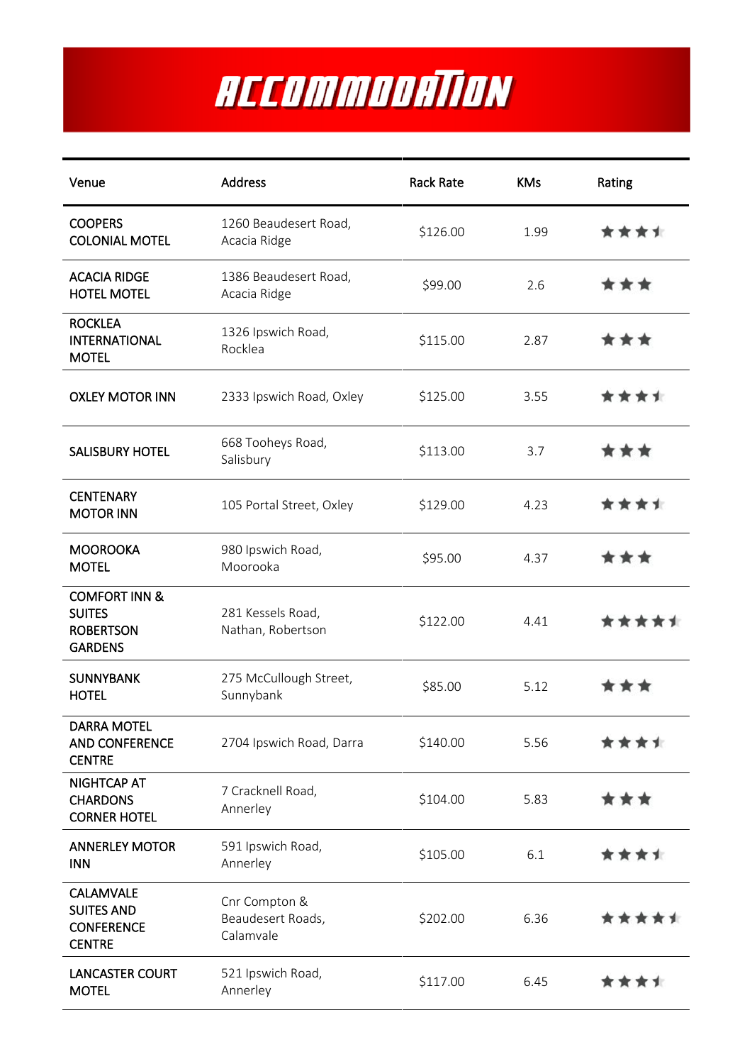# ACCOMMODATION

| Venue | Address | Rack Rate | KMs | Rating |
|---|---|---|---|---|
| COOPERS COLONIAL MOTEL | 1260 Beaudesert Road, Acacia Ridge | $126.00 | 1.99 | ★★★½ |
| ACACIA RIDGE HOTEL MOTEL | 1386 Beaudesert Road, Acacia Ridge | $99.00 | 2.6 | ★★★ |
| ROCKLEA INTERNATIONAL MOTEL | 1326 Ipswich Road, Rocklea | $115.00 | 2.87 | ★★★ |
| OXLEY MOTOR INN | 2333 Ipswich Road, Oxley | $125.00 | 3.55 | ★★★½ |
| SALISBURY HOTEL | 668 Tooheys Road, Salisbury | $113.00 | 3.7 | ★★★ |
| CENTENARY MOTOR INN | 105 Portal Street, Oxley | $129.00 | 4.23 | ★★★½ |
| MOOROOKA MOTEL | 980 Ipswich Road, Moorooka | $95.00 | 4.37 | ★★★ |
| COMFORT INN & SUITES ROBERTSON GARDENS | 281 Kessels Road, Nathan, Robertson | $122.00 | 4.41 | ★★★★½ |
| SUNNYBANK HOTEL | 275 McCullough Street, Sunnybank | $85.00 | 5.12 | ★★★ |
| DARRA MOTEL AND CONFERENCE CENTRE | 2704 Ipswich Road, Darra | $140.00 | 5.56 | ★★★½ |
| NIGHTCAP AT CHARDONS CORNER HOTEL | 7 Cracknell Road, Annerley | $104.00 | 5.83 | ★★★ |
| ANNERLEY MOTOR INN | 591 Ipswich Road, Annerley | $105.00 | 6.1 | ★★★½ |
| CALAMVALE SUITES AND CONFERENCE CENTRE | Cnr Compton & Beaudesert Roads, Calamvale | $202.00 | 6.36 | ★★★★½ |
| LANCASTER COURT MOTEL | 521 Ipswich Road, Annerley | $117.00 | 6.45 | ★★★½ |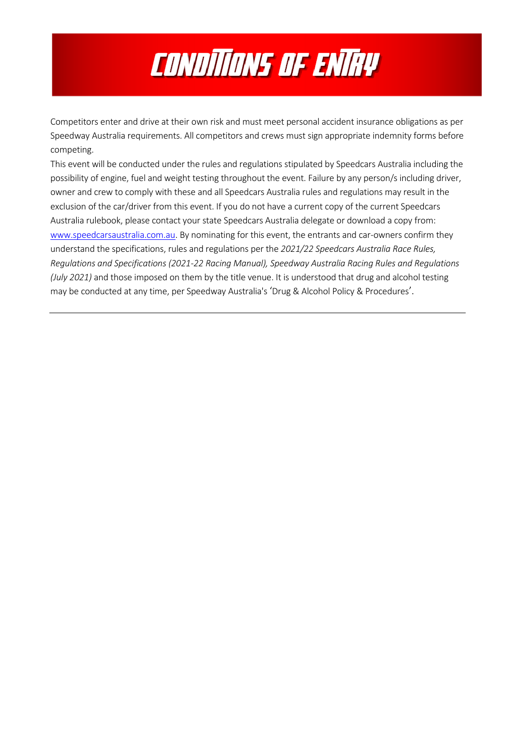# CONDITIONS OF ENTRY

Competitors enter and drive at their own risk and must meet personal accident insurance obligations as per Speedway Australia requirements. All competitors and crews must sign appropriate indemnity forms before competing.

This event will be conducted under the rules and regulations stipulated by Speedcars Australia including the possibility of engine, fuel and weight testing throughout the event. Failure by any person/s including driver, owner and crew to comply with these and all Speedcars Australia rules and regulations may result in the exclusion of the car/driver from this event. If you do not have a current copy of the current Speedcars Australia rulebook, please contact your state Speedcars Australia delegate or download a copy from: [www.speedcarsaustralia.com.au](http://www.speedcarsaustralia.com.au). By nominating for this event, the entrants and car-owners confirm they understand the specifications, rules and regulations per the *2021/22 Speedcars Australia Race Rules, Regulations and Specifications (2021-22 Racing Manual), Speedway Australia Racing Rules and Regulations (July 2021)* and those imposed on them by the title venue. It is understood that drug and alcohol testing may be conducted at any time, per Speedway Australia's 'Drug & Alcohol Policy & Procedures'.

---